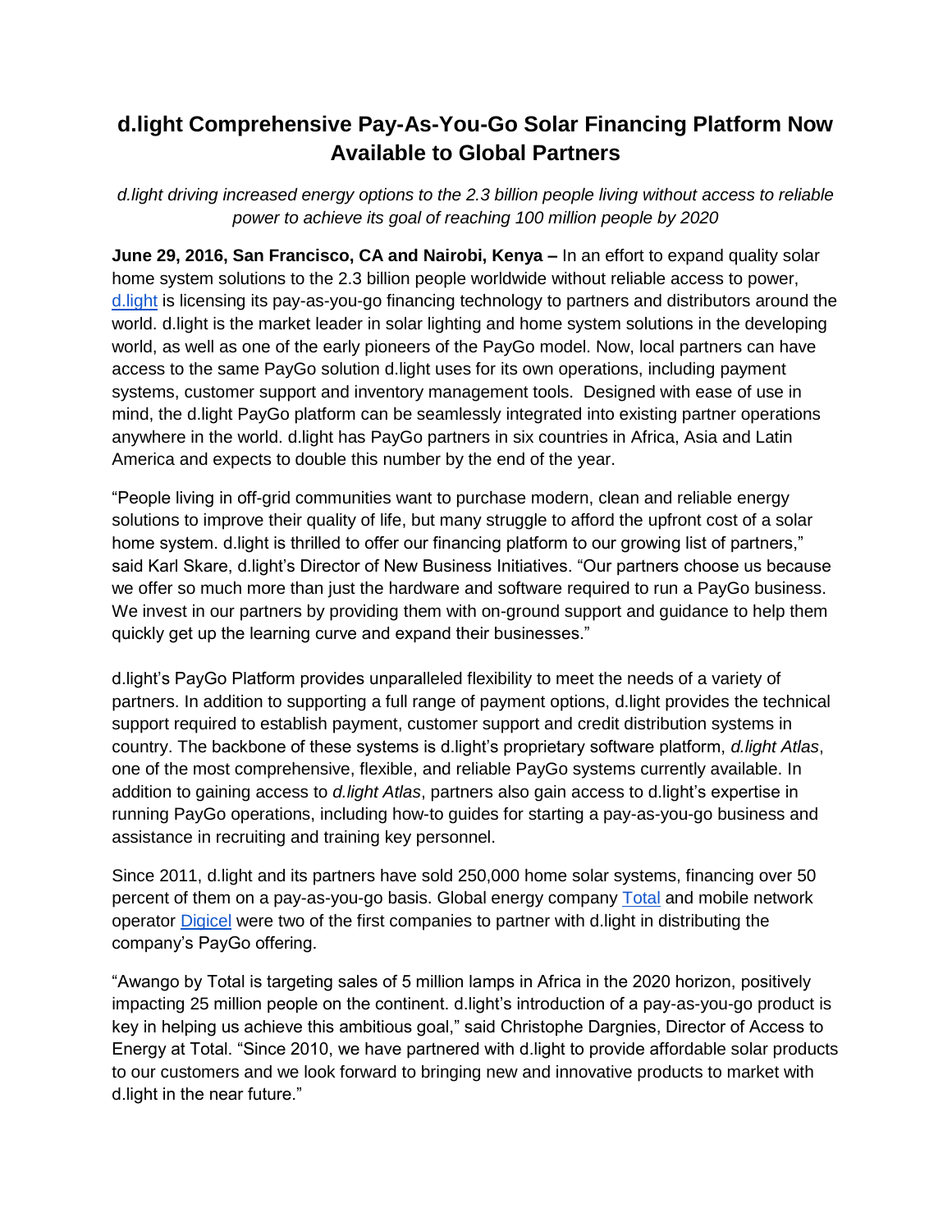# d.light Comprehensive Pay-As-You-Go Solar Financing Platform Now Available to Global Partners

*d.light driving increased energy options to the 2.3 billion people living without access to reliable power to achieve its goal of reaching 100 million people by 2020*

**June 29, 2016, San Francisco, CA and Nairobi, Kenya –** In an effort to expand quality solar home system solutions to the 2.3 billion people worldwide without reliable access to power, [d.light](#) is licensing its pay-as-you-go financing technology to partners and distributors around the world. d.light is the market leader in solar lighting and home system solutions in the developing world, as well as one of the early pioneers of the PayGo model. Now, local partners can have access to the same PayGo solution d.light uses for its own operations, including payment systems, customer support and inventory management tools. Designed with ease of use in mind, the d.light PayGo platform can be seamlessly integrated into existing partner operations anywhere in the world. d.light has PayGo partners in six countries in Africa, Asia and Latin America and expects to double this number by the end of the year.

"People living in off-grid communities want to purchase modern, clean and reliable energy solutions to improve their quality of life, but many struggle to afford the upfront cost of a solar home system. d.light is thrilled to offer our financing platform to our growing list of partners," said Karl Skare, d.light's Director of New Business Initiatives. "Our partners choose us because we offer so much more than just the hardware and software required to run a PayGo business. We invest in our partners by providing them with on-ground support and guidance to help them quickly get up the learning curve and expand their businesses."

d.light's PayGo Platform provides unparalleled flexibility to meet the needs of a variety of partners. In addition to supporting a full range of payment options, d.light provides the technical support required to establish payment, customer support and credit distribution systems in country. The backbone of these systems is d.light's proprietary software platform, *d.light Atlas*, one of the most comprehensive, flexible, and reliable PayGo systems currently available. In addition to gaining access to *d.light Atlas*, partners also gain access to d.light's expertise in running PayGo operations, including how-to guides for starting a pay-as-you-go business and assistance in recruiting and training key personnel.

Since 2011, d.light and its partners have sold 250,000 home solar systems, financing over 50 percent of them on a pay-as-you-go basis. Global energy company [Total](#) and mobile network operator [Digicel](#) were two of the first companies to partner with d.light in distributing the company's PayGo offering.

"Awango by Total is targeting sales of 5 million lamps in Africa in the 2020 horizon, positively impacting 25 million people on the continent. d.light's introduction of a pay-as-you-go product is key in helping us achieve this ambitious goal," said Christophe Dargnies, Director of Access to Energy at Total. "Since 2010, we have partnered with d.light to provide affordable solar products to our customers and we look forward to bringing new and innovative products to market with d.light in the near future."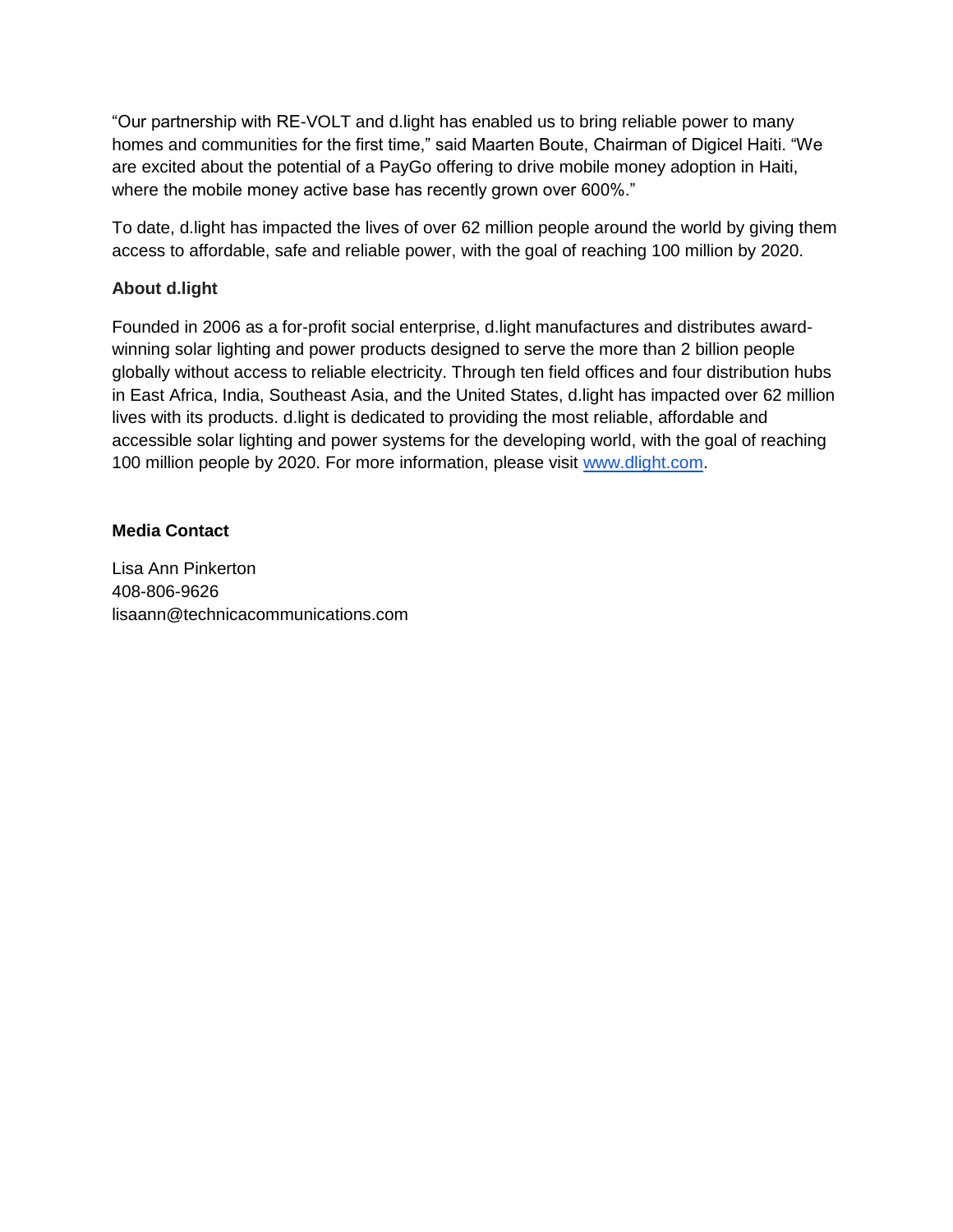"Our partnership with RE-VOLT and d.light has enabled us to bring reliable power to many homes and communities for the first time," said Maarten Boute, Chairman of Digicel Haiti. "We are excited about the potential of a PayGo offering to drive mobile money adoption in Haiti, where the mobile money active base has recently grown over 600%."

To date, d.light has impacted the lives of over 62 million people around the world by giving them access to affordable, safe and reliable power, with the goal of reaching 100 million by 2020.

**About d.light**

Founded in 2006 as a for-profit social enterprise, d.light manufactures and distributes award-winning solar lighting and power products designed to serve the more than 2 billion people globally without access to reliable electricity. Through ten field offices and four distribution hubs in East Africa, India, Southeast Asia, and the United States, d.light has impacted over 62 million lives with its products. d.light is dedicated to providing the most reliable, affordable and accessible solar lighting and power systems for the developing world, with the goal of reaching 100 million people by 2020. For more information, please visit [www.dlight.com](http://www.dlight.com).

**Media Contact**

Lisa Ann Pinkerton
408-806-9626
lisaann@technicacommunications.com